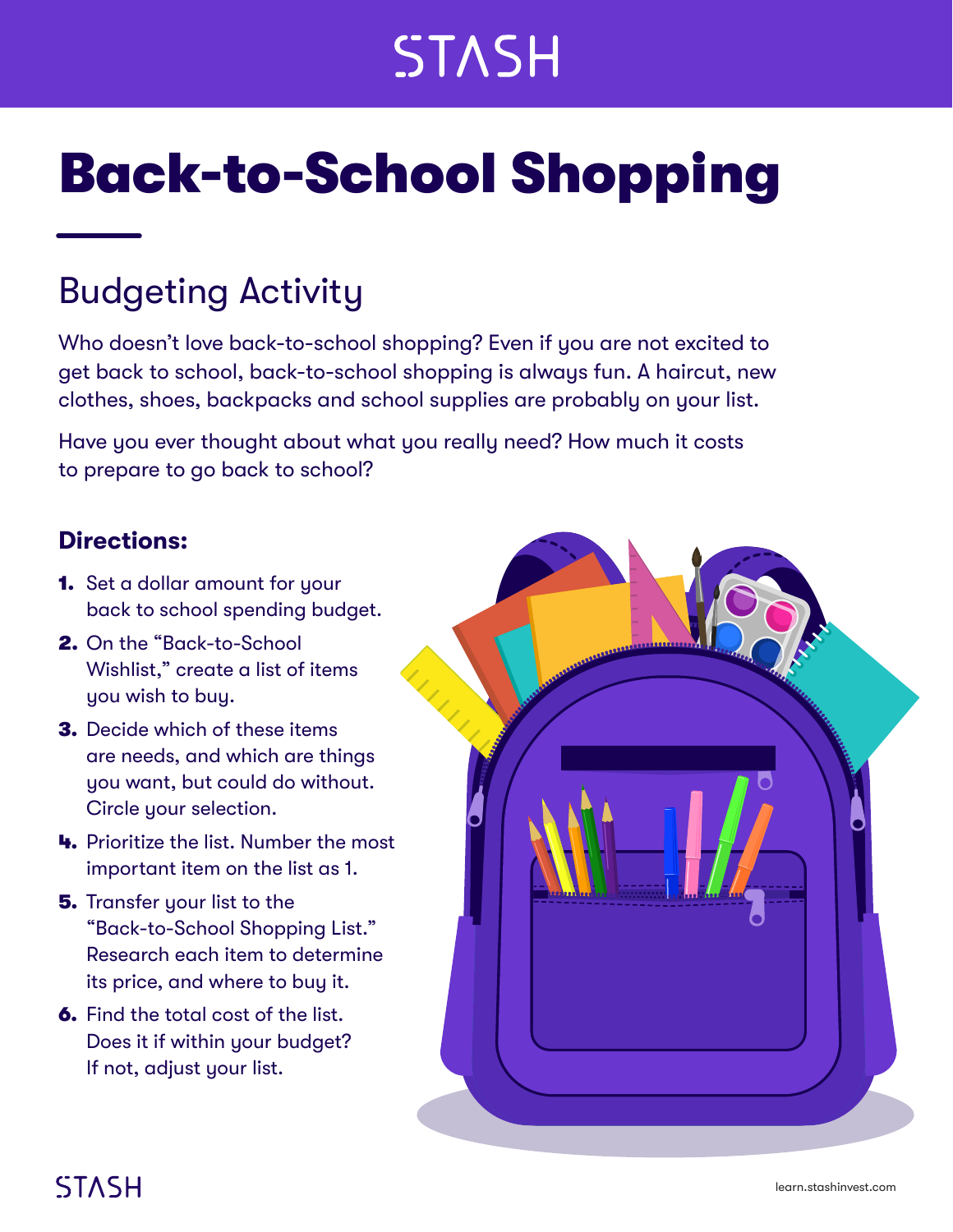# Back-to-School Shopping

## Budgeting Activity

Who doesn't love back-to-school shopping? Even if you are not excited to get back to school, back-to-school shopping is always fun. A haircut, new clothes, shoes, backpacks and school supplies are probably on your list.

Have you ever thought about what you really need? How much it costs to prepare to go back to school?

### Directions:

1. Set a dollar amount for your back to school spending budget.
2. On the "Back-to-School Wishlist," create a list of items you wish to buy.
3. Decide which of these items are needs, and which are things you want, but could do without. Circle your selection.
4. Prioritize the list. Number the most important item on the list as 1.
5. Transfer your list to the "Back-to-School Shopping List." Research each item to determine its price, and where to buy it.
6. Find the total cost of the list. Does it if within your budget? If not, adjust your list.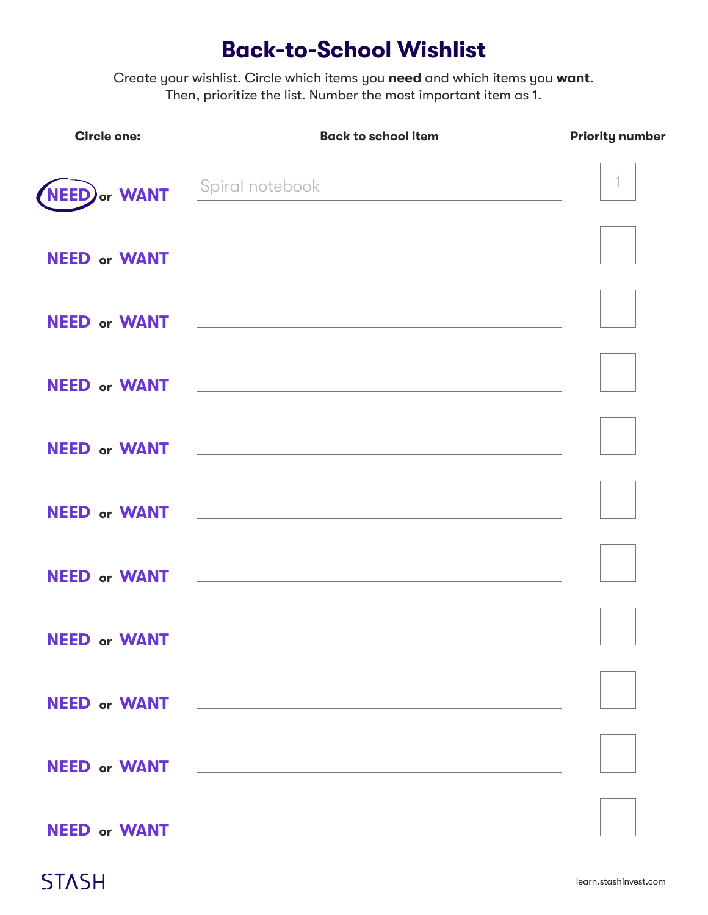# Back-to-School Wishlist

Create your wishlist. Circle which items you **need** and which items you **want**.
Then, prioritize the list. Number the most important item as 1.

| Circle one: | Back to school item | Priority number |
|---|---|---|
| NEED or WANT | Spiral notebook | 1 |
| NEED or WANT | | |
| NEED or WANT | | |
| NEED or WANT | | |
| NEED or WANT | | |
| NEED or WANT | | |
| NEED or WANT | | |
| NEED or WANT | | |
| NEED or WANT | | |
| NEED or WANT | | |
| NEED or WANT | | |

STASH

learn.stashinvest.com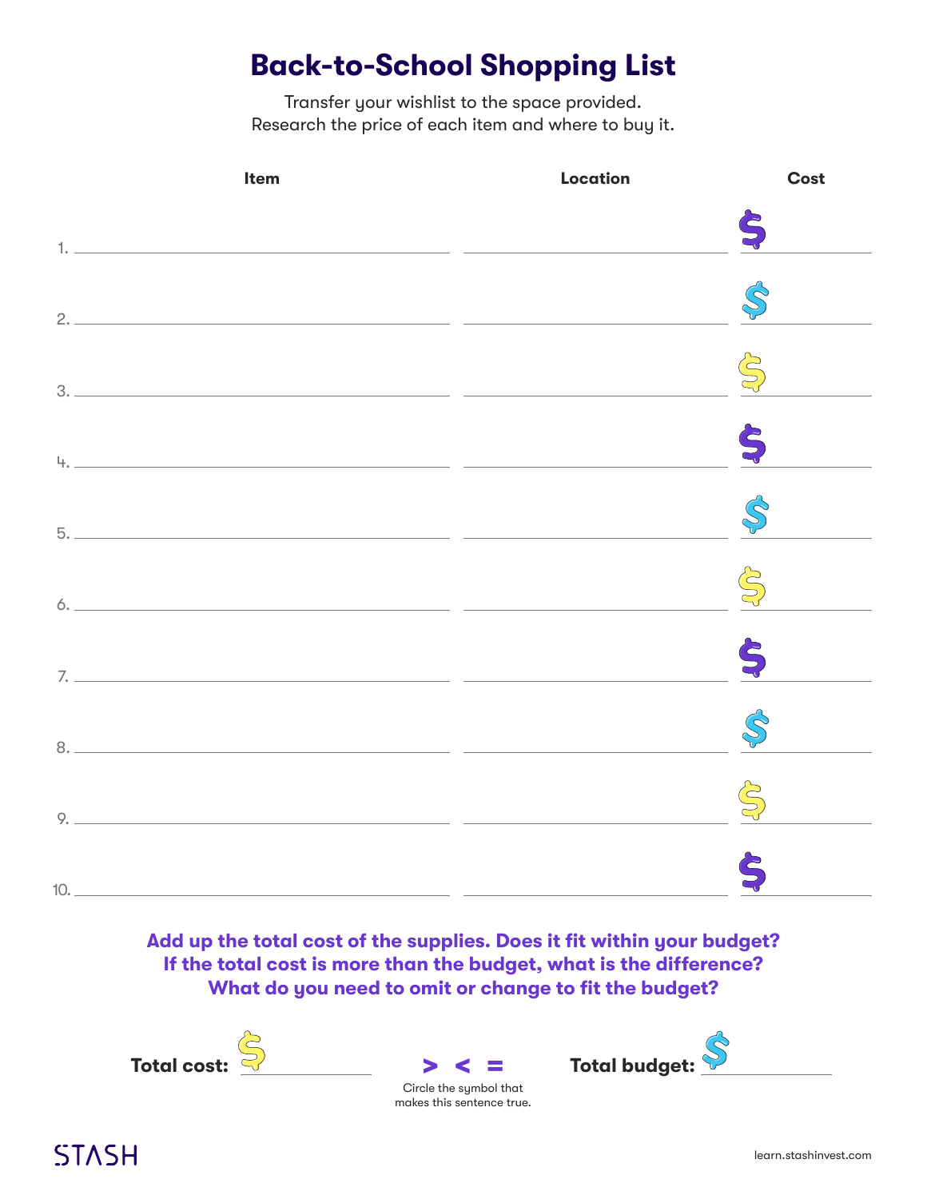# Back-to-School Shopping List

Transfer your wishlist to the space provided.
Research the price of each item and where to buy it.

| | Item | Location | Cost |
| --- | --- | --- | --- |
| 1. | | | $ |
| 2. | | | $ |
| 3. | | | $ |
| 4. | | | $ |
| 5. | | | $ |
| 6. | | | $ |
| 7. | | | $ |
| 8. | | | $ |
| 9. | | | $ |
| 10. | | | $ |

**Add up the total cost of the supplies. Does it fit within your budget? If the total cost is more than the budget, what is the difference? What do you need to omit or change to fit the budget?**

**Total cost:** $ ______ **> < =** **Total budget:** $ ______

Circle the symbol that makes this sentence true.

STASH

learn.stashinvest.com